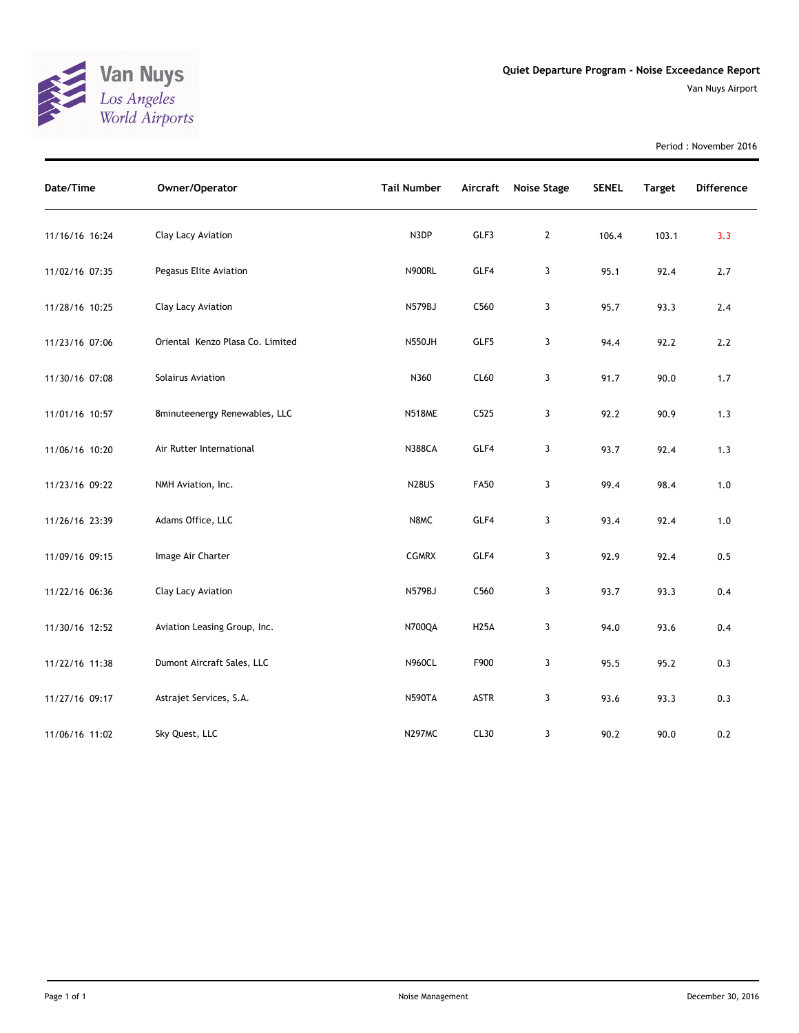Van Nuys
Los Angeles
World Airports

# Quiet Departure Program - Noise Exceedance Report

Van Nuys Airport

Period : November 2016

| Date/Time | Owner/Operator | Tail Number | Aircraft | Noise Stage | SENEL | Target | Difference |
|---|---|---|---|---|---|---|---|
| 11/16/16 16:24 | Clay Lacy Aviation | N3DP | GLF3 | 2 | 106.4 | 103.1 | 3.3 |
| 11/02/16 07:35 | Pegasus Elite Aviation | N900RL | GLF4 | 3 | 95.1 | 92.4 | 2.7 |
| 11/28/16 10:25 | Clay Lacy Aviation | N579BJ | C560 | 3 | 95.7 | 93.3 | 2.4 |
| 11/23/16 07:06 | Oriental Kenzo Plasa Co. Limited | N550JH | GLF5 | 3 | 94.4 | 92.2 | 2.2 |
| 11/30/16 07:08 | Solairus Aviation | N360 | CL60 | 3 | 91.7 | 90.0 | 1.7 |
| 11/01/16 10:57 | 8minuteenergy Renewables, LLC | N518ME | C525 | 3 | 92.2 | 90.9 | 1.3 |
| 11/06/16 10:20 | Air Rutter International | N388CA | GLF4 | 3 | 93.7 | 92.4 | 1.3 |
| 11/23/16 09:22 | NMH Aviation, Inc. | N28US | FA50 | 3 | 99.4 | 98.4 | 1.0 |
| 11/26/16 23:39 | Adams Office, LLC | N8MC | GLF4 | 3 | 93.4 | 92.4 | 1.0 |
| 11/09/16 09:15 | Image Air Charter | CGMRX | GLF4 | 3 | 92.9 | 92.4 | 0.5 |
| 11/22/16 06:36 | Clay Lacy Aviation | N579BJ | C560 | 3 | 93.7 | 93.3 | 0.4 |
| 11/30/16 12:52 | Aviation Leasing Group, Inc. | N700QA | H25A | 3 | 94.0 | 93.6 | 0.4 |
| 11/22/16 11:38 | Dumont Aircraft Sales, LLC | N960CL | F900 | 3 | 95.5 | 95.2 | 0.3 |
| 11/27/16 09:17 | Astrajet Services, S.A. | N590TA | ASTR | 3 | 93.6 | 93.3 | 0.3 |
| 11/06/16 11:02 | Sky Quest, LLC | N297MC | CL30 | 3 | 90.2 | 90.0 | 0.2 |

Noise Management

December 30, 2016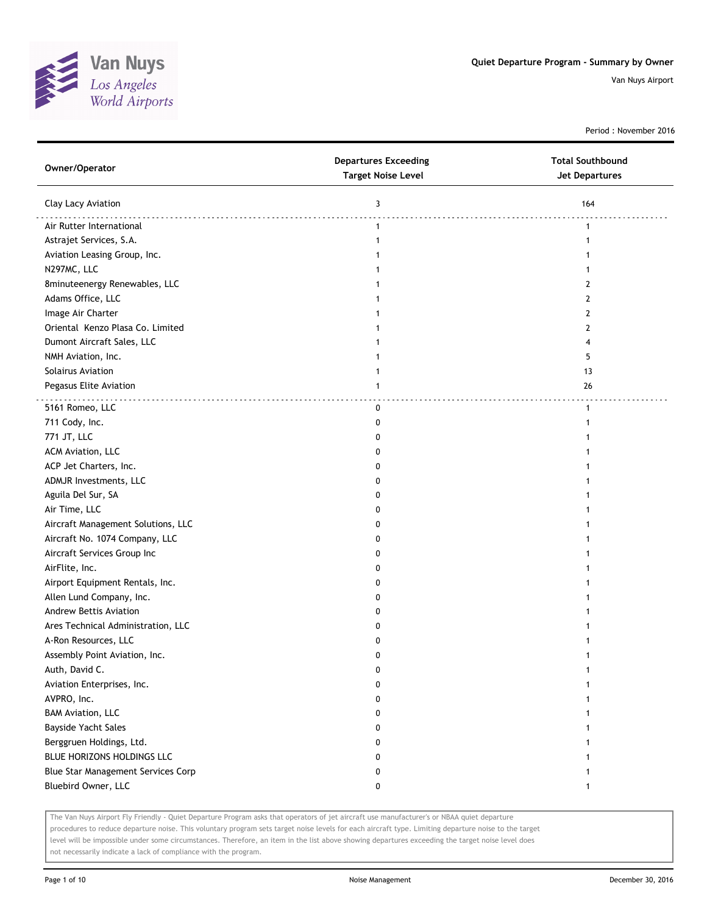# Quiet Departure Program - Summary by Owner

Van Nuys Airport

Period : November 2016

| Owner/Operator | Departures Exceeding Target Noise Level | Total Southbound Jet Departures |
|---|---|---|
| Clay Lacy Aviation | 3 | 164 |
| Air Rutter International | 1 | 1 |
| Astrajet Services, S.A. | 1 | 1 |
| Aviation Leasing Group, Inc. | 1 | 1 |
| N297MC, LLC | 1 | 1 |
| 8minuteenergy Renewables, LLC | 1 | 2 |
| Adams Office, LLC | 1 | 2 |
| Image Air Charter | 1 | 2 |
| Oriental Kenzo Plasa Co. Limited | 1 | 2 |
| Dumont Aircraft Sales, LLC | 1 | 4 |
| NMH Aviation, Inc. | 1 | 5 |
| Solairus Aviation | 1 | 13 |
| Pegasus Elite Aviation | 1 | 26 |
| 5161 Romeo, LLC | 0 | 1 |
| 711 Cody, Inc. | 0 | 1 |
| 771 JT, LLC | 0 | 1 |
| ACM Aviation, LLC | 0 | 1 |
| ACP Jet Charters, Inc. | 0 | 1 |
| ADMJR Investments, LLC | 0 | 1 |
| Aguila Del Sur, SA | 0 | 1 |
| Air Time, LLC | 0 | 1 |
| Aircraft Management Solutions, LLC | 0 | 1 |
| Aircraft No. 1074 Company, LLC | 0 | 1 |
| Aircraft Services Group Inc | 0 | 1 |
| AirFlite, Inc. | 0 | 1 |
| Airport Equipment Rentals, Inc. | 0 | 1 |
| Allen Lund Company, Inc. | 0 | 1 |
| Andrew Bettis Aviation | 0 | 1 |
| Ares Technical Administration, LLC | 0 | 1 |
| A-Ron Resources, LLC | 0 | 1 |
| Assembly Point Aviation, Inc. | 0 | 1 |
| Auth, David C. | 0 | 1 |
| Aviation Enterprises, Inc. | 0 | 1 |
| AVPRO, Inc. | 0 | 1 |
| BAM Aviation, LLC | 0 | 1 |
| Bayside Yacht Sales | 0 | 1 |
| Berggruen Holdings, Ltd. | 0 | 1 |
| BLUE HORIZONS HOLDINGS LLC | 0 | 1 |
| Blue Star Management Services Corp | 0 | 1 |
| Bluebird Owner, LLC | 0 | 1 |

The Van Nuys Airport Fly Friendly - Quiet Departure Program asks that operators of jet aircraft use manufacturer's or NBAA quiet departure procedures to reduce departure noise. This voluntary program sets target noise levels for each aircraft type. Limiting departure noise to the target level will be impossible under some circumstances. Therefore, an item in the list above showing departures exceeding the target noise level does not necessarily indicate a lack of compliance with the program.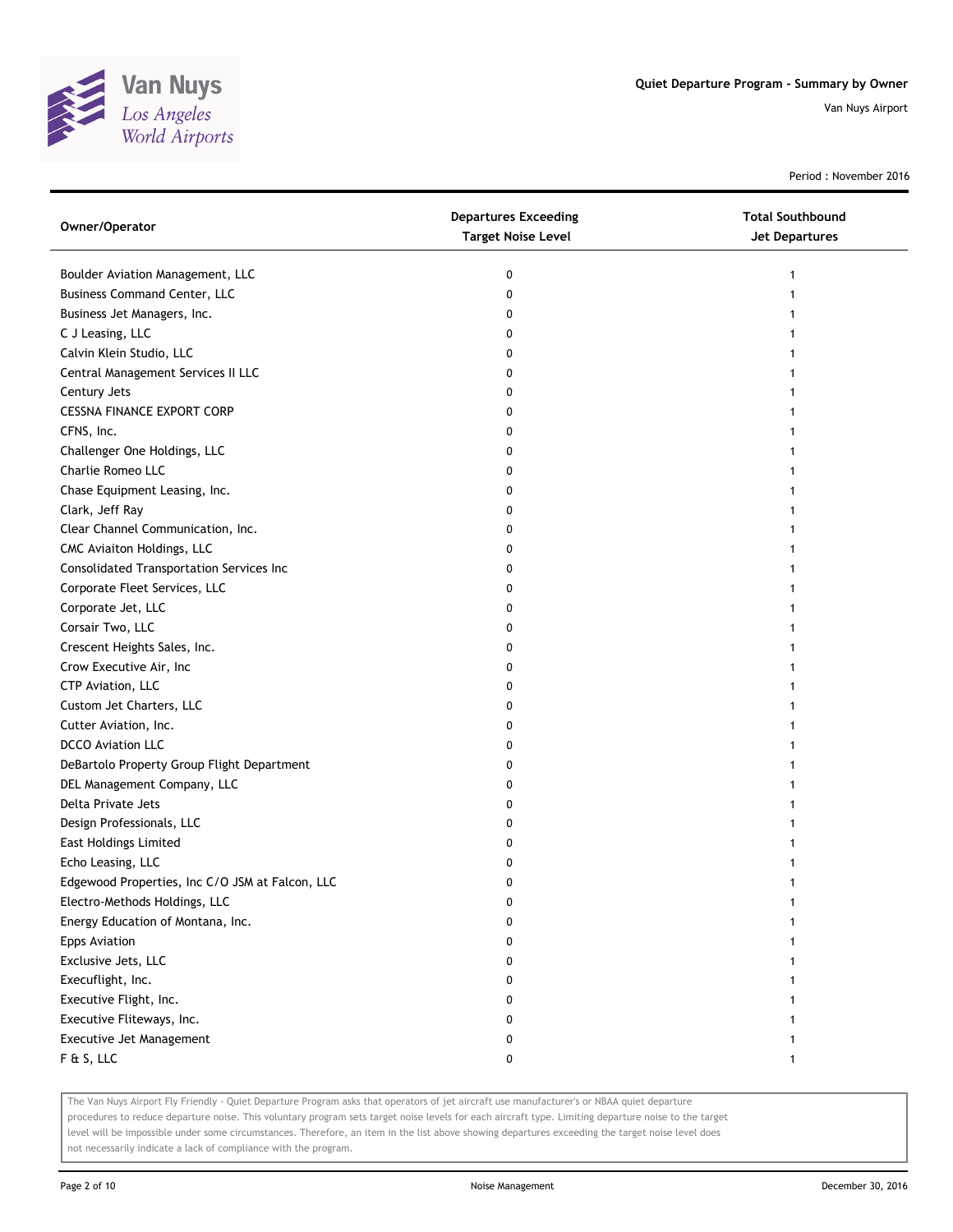Quiet Departure Program - Summary by Owner

Van Nuys Airport

Period : November 2016

| Owner/Operator | Departures Exceeding Target Noise Level | Total Southbound Jet Departures |
|---|---|---|
| Boulder Aviation Management, LLC | 0 | 1 |
| Business Command Center, LLC | 0 | 1 |
| Business Jet Managers, Inc. | 0 | 1 |
| C J Leasing, LLC | 0 | 1 |
| Calvin Klein Studio, LLC | 0 | 1 |
| Central Management Services II LLC | 0 | 1 |
| Century Jets | 0 | 1 |
| CESSNA FINANCE EXPORT CORP | 0 | 1 |
| CFNS, Inc. | 0 | 1 |
| Challenger One Holdings, LLC | 0 | 1 |
| Charlie Romeo LLC | 0 | 1 |
| Chase Equipment Leasing, Inc. | 0 | 1 |
| Clark, Jeff Ray | 0 | 1 |
| Clear Channel Communication, Inc. | 0 | 1 |
| CMC Aviaiton Holdings, LLC | 0 | 1 |
| Consolidated Transportation Services Inc | 0 | 1 |
| Corporate Fleet Services, LLC | 0 | 1 |
| Corporate Jet, LLC | 0 | 1 |
| Corsair Two, LLC | 0 | 1 |
| Crescent Heights Sales, Inc. | 0 | 1 |
| Crow Executive Air, Inc | 0 | 1 |
| CTP Aviation, LLC | 0 | 1 |
| Custom Jet Charters, LLC | 0 | 1 |
| Cutter Aviation, Inc. | 0 | 1 |
| DCCO Aviation LLC | 0 | 1 |
| DeBartolo Property Group Flight Department | 0 | 1 |
| DEL Management Company, LLC | 0 | 1 |
| Delta Private Jets | 0 | 1 |
| Design Professionals, LLC | 0 | 1 |
| East Holdings Limited | 0 | 1 |
| Echo Leasing, LLC | 0 | 1 |
| Edgewood Properties, Inc C/O JSM at Falcon, LLC | 0 | 1 |
| Electro-Methods Holdings, LLC | 0 | 1 |
| Energy Education of Montana, Inc. | 0 | 1 |
| Epps Aviation | 0 | 1 |
| Exclusive Jets, LLC | 0 | 1 |
| Execuflight, Inc. | 0 | 1 |
| Executive Flight, Inc. | 0 | 1 |
| Executive Fliteways, Inc. | 0 | 1 |
| Executive Jet Management | 0 | 1 |
| F & S, LLC | 0 | 1 |

The Van Nuys Airport Fly Friendly - Quiet Departure Program asks that operators of jet aircraft use manufacturer's or NBAA quiet departure procedures to reduce departure noise. This voluntary program sets target noise levels for each aircraft type. Limiting departure noise to the target level will be impossible under some circumstances. Therefore, an item in the list above showing departures exceeding the target noise level does not necessarily indicate a lack of compliance with the program.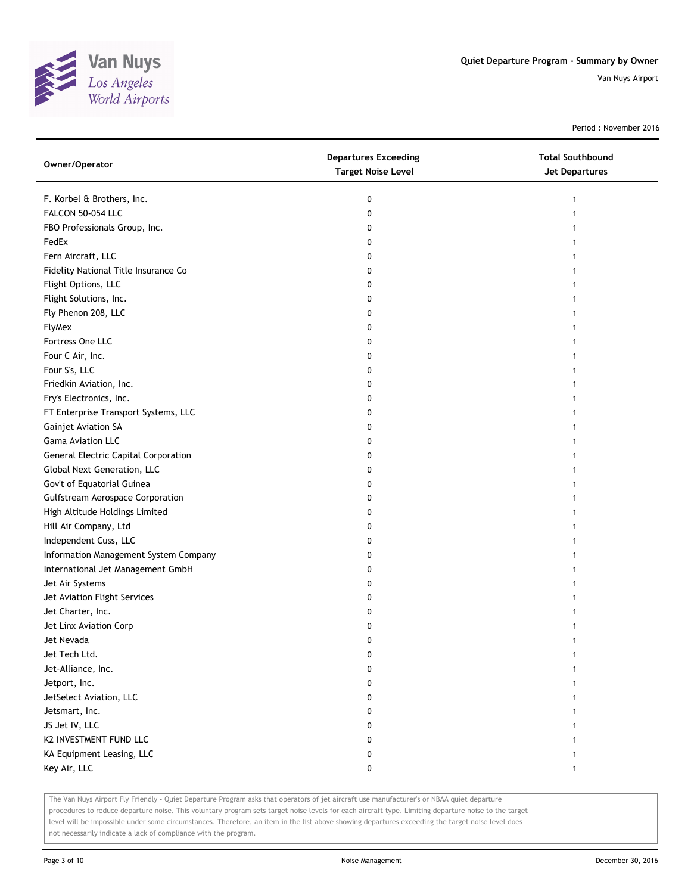Quiet Departure Program - Summary by Owner

Van Nuys Airport

Period : November 2016

| Owner/Operator | Departures Exceeding Target Noise Level | Total Southbound Jet Departures |
|---|---|---|
| F. Korbel & Brothers, Inc. | 0 | 1 |
| FALCON 50-054 LLC | 0 | 1 |
| FBO Professionals Group, Inc. | 0 | 1 |
| FedEx | 0 | 1 |
| Fern Aircraft, LLC | 0 | 1 |
| Fidelity National Title Insurance Co | 0 | 1 |
| Flight Options, LLC | 0 | 1 |
| Flight Solutions, Inc. | 0 | 1 |
| Fly Phenon 208, LLC | 0 | 1 |
| FlyMex | 0 | 1 |
| Fortress One LLC | 0 | 1 |
| Four C Air, Inc. | 0 | 1 |
| Four S's, LLC | 0 | 1 |
| Friedkin Aviation, Inc. | 0 | 1 |
| Fry's Electronics, Inc. | 0 | 1 |
| FT Enterprise Transport Systems, LLC | 0 | 1 |
| Gainjet Aviation SA | 0 | 1 |
| Gama Aviation LLC | 0 | 1 |
| General Electric Capital Corporation | 0 | 1 |
| Global Next Generation, LLC | 0 | 1 |
| Gov't of Equatorial Guinea | 0 | 1 |
| Gulfstream Aerospace Corporation | 0 | 1 |
| High Altitude Holdings Limited | 0 | 1 |
| Hill Air Company, Ltd | 0 | 1 |
| Independent Cuss, LLC | 0 | 1 |
| Information Management System Company | 0 | 1 |
| International Jet Management GmbH | 0 | 1 |
| Jet Air Systems | 0 | 1 |
| Jet Aviation Flight Services | 0 | 1 |
| Jet Charter, Inc. | 0 | 1 |
| Jet Linx Aviation Corp | 0 | 1 |
| Jet Nevada | 0 | 1 |
| Jet Tech Ltd. | 0 | 1 |
| Jet-Alliance, Inc. | 0 | 1 |
| Jetport, Inc. | 0 | 1 |
| JetSelect Aviation, LLC | 0 | 1 |
| Jetsmart, Inc. | 0 | 1 |
| JS Jet IV, LLC | 0 | 1 |
| K2 INVESTMENT FUND LLC | 0 | 1 |
| KA Equipment Leasing, LLC | 0 | 1 |
| Key Air, LLC | 0 | 1 |

The Van Nuys Airport Fly Friendly - Quiet Departure Program asks that operators of jet aircraft use manufacturer's or NBAA quiet departure procedures to reduce departure noise. This voluntary program sets target noise levels for each aircraft type. Limiting departure noise to the target level will be impossible under some circumstances. Therefore, an item in the list above showing departures exceeding the target noise level does not necessarily indicate a lack of compliance with the program.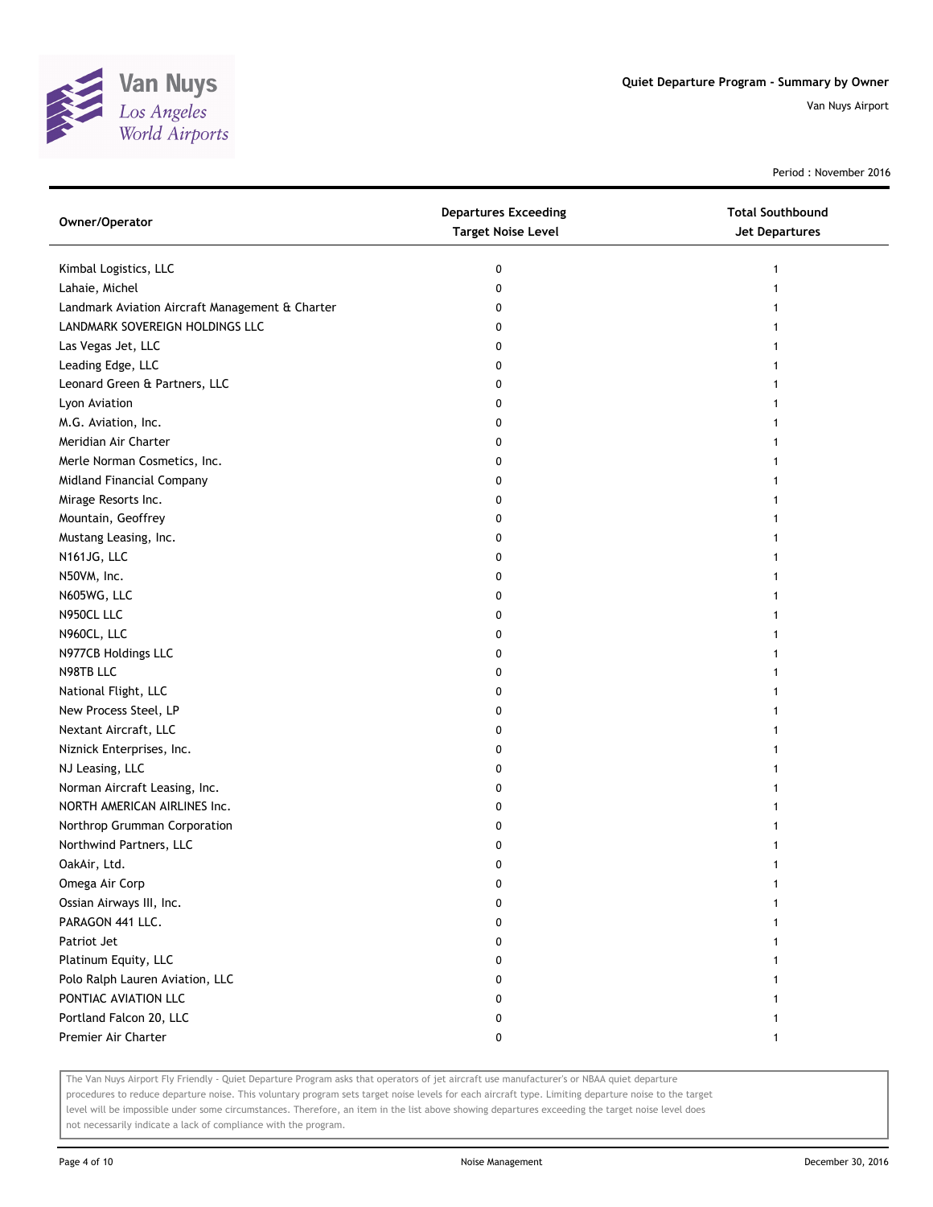# Quiet Departure Program - Summary by Owner

Van Nuys Airport

Period : November 2016

| Owner/Operator | Departures Exceeding Target Noise Level | Total Southbound Jet Departures |
|---|---|---|
| Kimbal Logistics, LLC | 0 | 1 |
| Lahaie, Michel | 0 | 1 |
| Landmark Aviation Aircraft Management & Charter | 0 | 1 |
| LANDMARK SOVEREIGN HOLDINGS LLC | 0 | 1 |
| Las Vegas Jet, LLC | 0 | 1 |
| Leading Edge, LLC | 0 | 1 |
| Leonard Green & Partners, LLC | 0 | 1 |
| Lyon Aviation | 0 | 1 |
| M.G. Aviation, Inc. | 0 | 1 |
| Meridian Air Charter | 0 | 1 |
| Merle Norman Cosmetics, Inc. | 0 | 1 |
| Midland Financial Company | 0 | 1 |
| Mirage Resorts Inc. | 0 | 1 |
| Mountain, Geoffrey | 0 | 1 |
| Mustang Leasing, Inc. | 0 | 1 |
| N161JG, LLC | 0 | 1 |
| N50VM, Inc. | 0 | 1 |
| N605WG, LLC | 0 | 1 |
| N950CL LLC | 0 | 1 |
| N960CL, LLC | 0 | 1 |
| N977CB Holdings LLC | 0 | 1 |
| N98TB LLC | 0 | 1 |
| National Flight, LLC | 0 | 1 |
| New Process Steel, LP | 0 | 1 |
| Nextant Aircraft, LLC | 0 | 1 |
| Niznick Enterprises, Inc. | 0 | 1 |
| NJ Leasing, LLC | 0 | 1 |
| Norman Aircraft Leasing, Inc. | 0 | 1 |
| NORTH AMERICAN AIRLINES Inc. | 0 | 1 |
| Northrop Grumman Corporation | 0 | 1 |
| Northwind Partners, LLC | 0 | 1 |
| OakAir, Ltd. | 0 | 1 |
| Omega Air Corp | 0 | 1 |
| Ossian Airways III, Inc. | 0 | 1 |
| PARAGON 441 LLC. | 0 | 1 |
| Patriot Jet | 0 | 1 |
| Platinum Equity, LLC | 0 | 1 |
| Polo Ralph Lauren Aviation, LLC | 0 | 1 |
| PONTIAC AVIATION LLC | 0 | 1 |
| Portland Falcon 20, LLC | 0 | 1 |
| Premier Air Charter | 0 | 1 |

The Van Nuys Airport Fly Friendly - Quiet Departure Program asks that operators of jet aircraft use manufacturer's or NBAA quiet departure procedures to reduce departure noise. This voluntary program sets target noise levels for each aircraft type. Limiting departure noise to the target level will be impossible under some circumstances. Therefore, an item in the list above showing departures exceeding the target noise level does not necessarily indicate a lack of compliance with the program.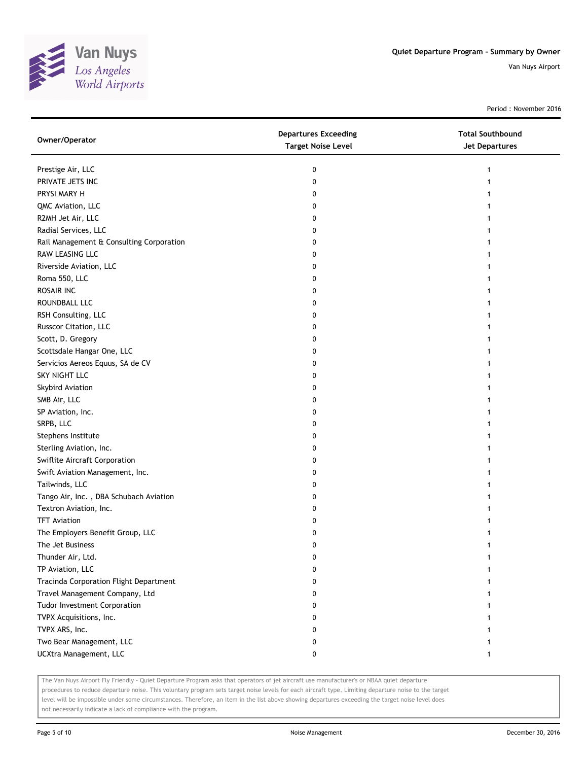| Owner/Operator | Departures Exceeding Target Noise Level | Total Southbound Jet Departures |
|---|---|---|
| Prestige Air, LLC | 0 | 1 |
| PRIVATE JETS INC | 0 | 1 |
| PRYSI MARY H | 0 | 1 |
| QMC Aviation, LLC | 0 | 1 |
| R2MH Jet Air, LLC | 0 | 1 |
| Radial Services, LLC | 0 | 1 |
| Rail Management & Consulting Corporation | 0 | 1 |
| RAW LEASING LLC | 0 | 1 |
| Riverside Aviation, LLC | 0 | 1 |
| Roma 550, LLC | 0 | 1 |
| ROSAIR INC | 0 | 1 |
| ROUNDBALL LLC | 0 | 1 |
| RSH Consulting, LLC | 0 | 1 |
| Russcor Citation, LLC | 0 | 1 |
| Scott, D. Gregory | 0 | 1 |
| Scottsdale Hangar One, LLC | 0 | 1 |
| Servicios Aereos Equus, SA de CV | 0 | 1 |
| SKY NIGHT LLC | 0 | 1 |
| Skybird Aviation | 0 | 1 |
| SMB Air, LLC | 0 | 1 |
| SP Aviation, Inc. | 0 | 1 |
| SRPB, LLC | 0 | 1 |
| Stephens Institute | 0 | 1 |
| Sterling Aviation, Inc. | 0 | 1 |
| Swiflite Aircraft Corporation | 0 | 1 |
| Swift Aviation Management, Inc. | 0 | 1 |
| Tailwinds, LLC | 0 | 1 |
| Tango Air, Inc. , DBA Schubach Aviation | 0 | 1 |
| Textron Aviation, Inc. | 0 | 1 |
| TFT Aviation | 0 | 1 |
| The Employers Benefit Group, LLC | 0 | 1 |
| The Jet Business | 0 | 1 |
| Thunder Air, Ltd. | 0 | 1 |
| TP Aviation, LLC | 0 | 1 |
| Tracinda Corporation Flight Department | 0 | 1 |
| Travel Management Company, Ltd | 0 | 1 |
| Tudor Investment Corporation | 0 | 1 |
| TVPX Acquisitions, Inc. | 0 | 1 |
| TVPX ARS, Inc. | 0 | 1 |
| Two Bear Management, LLC | 0 | 1 |
| UCXtra Management, LLC | 0 | 1 |

The Van Nuys Airport Fly Friendly - Quiet Departure Program asks that operators of jet aircraft use manufacturer's or NBAA quiet departure procedures to reduce departure noise. This voluntary program sets target noise levels for each aircraft type. Limiting departure noise to the target level will be impossible under some circumstances. Therefore, an item in the list above showing departures exceeding the target noise level does not necessarily indicate a lack of compliance with the program.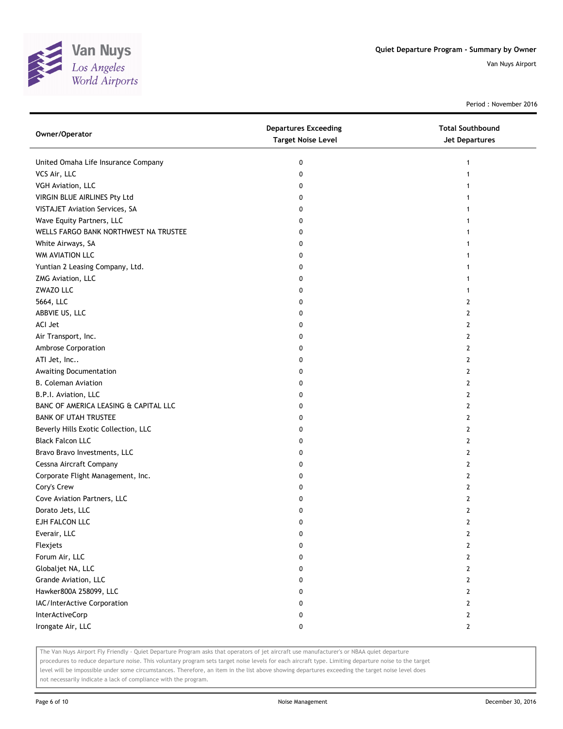# Quiet Departure Program - Summary by Owner

Van Nuys Airport

Period : November 2016

| Owner/Operator | Departures Exceeding Target Noise Level | Total Southbound Jet Departures |
|---|---|---|
| United Omaha Life Insurance Company | 0 | 1 |
| VCS Air, LLC | 0 | 1 |
| VGH Aviation, LLC | 0 | 1 |
| VIRGIN BLUE AIRLINES Pty Ltd | 0 | 1 |
| VISTAJET Aviation Services, SA | 0 | 1 |
| Wave Equity Partners, LLC | 0 | 1 |
| WELLS FARGO BANK NORTHWEST NA TRUSTEE | 0 | 1 |
| White Airways, SA | 0 | 1 |
| WM AVIATION LLC | 0 | 1 |
| Yuntian 2 Leasing Company, Ltd. | 0 | 1 |
| ZMG Aviation, LLC | 0 | 1 |
| ZWAZO LLC | 0 | 1 |
| 5664, LLC | 0 | 2 |
| ABBVIE US, LLC | 0 | 2 |
| ACI Jet | 0 | 2 |
| Air Transport, Inc. | 0 | 2 |
| Ambrose Corporation | 0 | 2 |
| ATI Jet, Inc.. | 0 | 2 |
| Awaiting Documentation | 0 | 2 |
| B. Coleman Aviation | 0 | 2 |
| B.P.I. Aviation, LLC | 0 | 2 |
| BANC OF AMERICA LEASING & CAPITAL LLC | 0 | 2 |
| BANK OF UTAH TRUSTEE | 0 | 2 |
| Beverly Hills Exotic Collection, LLC | 0 | 2 |
| Black Falcon LLC | 0 | 2 |
| Bravo Bravo Investments, LLC | 0 | 2 |
| Cessna Aircraft Company | 0 | 2 |
| Corporate Flight Management, Inc. | 0 | 2 |
| Cory's Crew | 0 | 2 |
| Cove Aviation Partners, LLC | 0 | 2 |
| Dorato Jets, LLC | 0 | 2 |
| EJH FALCON LLC | 0 | 2 |
| Everair, LLC | 0 | 2 |
| Flexjets | 0 | 2 |
| Forum Air, LLC | 0 | 2 |
| Globaljet NA, LLC | 0 | 2 |
| Grande Aviation, LLC | 0 | 2 |
| Hawker800A 258099, LLC | 0 | 2 |
| IAC/InterActive Corporation | 0 | 2 |
| InterActiveCorp | 0 | 2 |
| Irongate Air, LLC | 0 | 2 |

The Van Nuys Airport Fly Friendly - Quiet Departure Program asks that operators of jet aircraft use manufacturer's or NBAA quiet departure procedures to reduce departure noise. This voluntary program sets target noise levels for each aircraft type. Limiting departure noise to the target level will be impossible under some circumstances. Therefore, an item in the list above showing departures exceeding the target noise level does not necessarily indicate a lack of compliance with the program.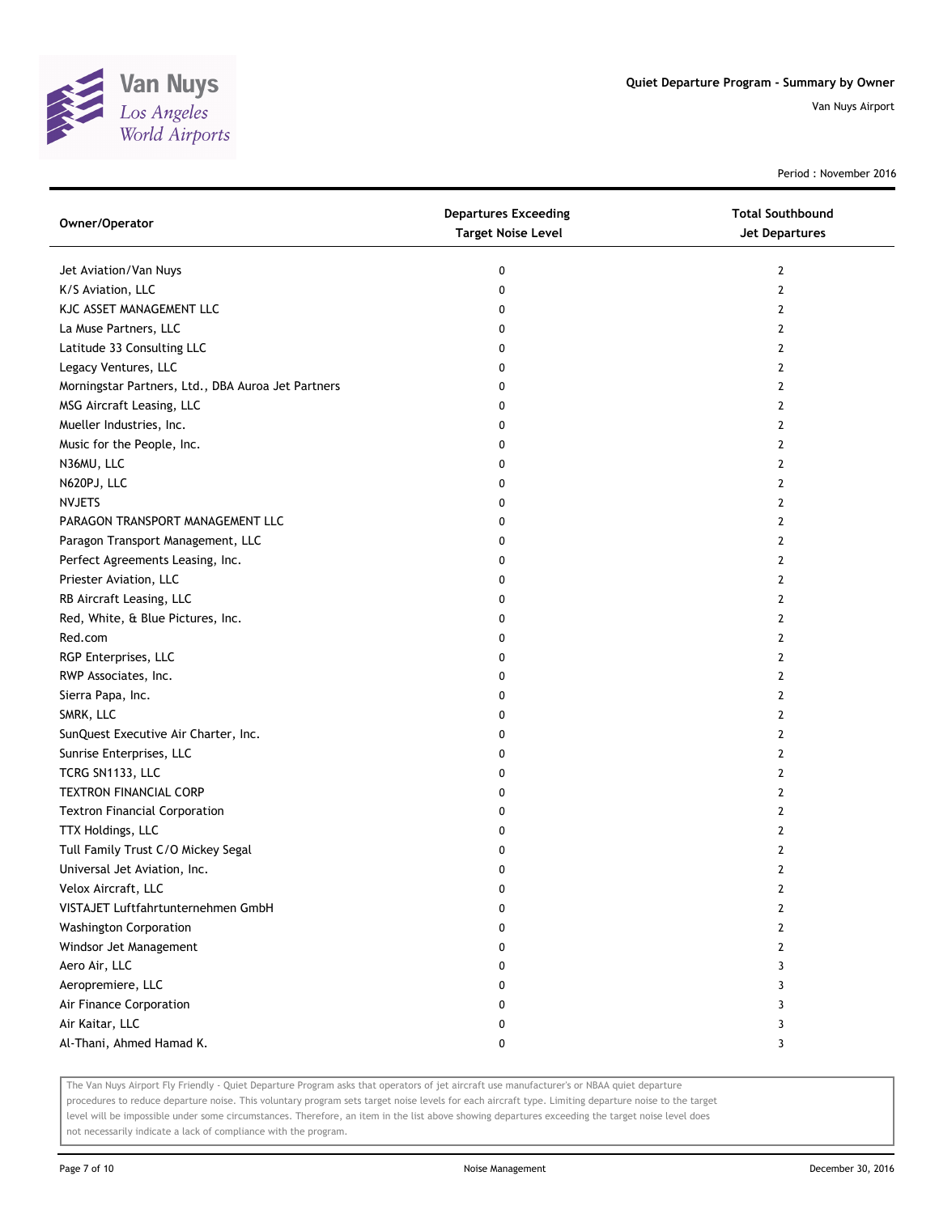# Quiet Departure Program - Summary by Owner

Van Nuys Airport

Period : November 2016

| Owner/Operator | Departures Exceeding Target Noise Level | Total Southbound Jet Departures |
|---|---|---|
| Jet Aviation/Van Nuys | 0 | 2 |
| K/S Aviation, LLC | 0 | 2 |
| KJC ASSET MANAGEMENT LLC | 0 | 2 |
| La Muse Partners, LLC | 0 | 2 |
| Latitude 33 Consulting LLC | 0 | 2 |
| Legacy Ventures, LLC | 0 | 2 |
| Morningstar Partners, Ltd., DBA Auroa Jet Partners | 0 | 2 |
| MSG Aircraft Leasing, LLC | 0 | 2 |
| Mueller Industries, Inc. | 0 | 2 |
| Music for the People, Inc. | 0 | 2 |
| N36MU, LLC | 0 | 2 |
| N620PJ, LLC | 0 | 2 |
| NVJETS | 0 | 2 |
| PARAGON TRANSPORT MANAGEMENT LLC | 0 | 2 |
| Paragon Transport Management, LLC | 0 | 2 |
| Perfect Agreements Leasing, Inc. | 0 | 2 |
| Priester Aviation, LLC | 0 | 2 |
| RB Aircraft Leasing, LLC | 0 | 2 |
| Red, White, & Blue Pictures, Inc. | 0 | 2 |
| Red.com | 0 | 2 |
| RGP Enterprises, LLC | 0 | 2 |
| RWP Associates, Inc. | 0 | 2 |
| Sierra Papa, Inc. | 0 | 2 |
| SMRK, LLC | 0 | 2 |
| SunQuest Executive Air Charter, Inc. | 0 | 2 |
| Sunrise Enterprises, LLC | 0 | 2 |
| TCRG SN1133, LLC | 0 | 2 |
| TEXTRON FINANCIAL CORP | 0 | 2 |
| Textron Financial Corporation | 0 | 2 |
| TTX Holdings, LLC | 0 | 2 |
| Tull Family Trust C/O Mickey Segal | 0 | 2 |
| Universal Jet Aviation, Inc. | 0 | 2 |
| Velox Aircraft, LLC | 0 | 2 |
| VISTAJET Luftfahrtunternehmen GmbH | 0 | 2 |
| Washington Corporation | 0 | 2 |
| Windsor Jet Management | 0 | 2 |
| Aero Air, LLC | 0 | 3 |
| Aeropremiere, LLC | 0 | 3 |
| Air Finance Corporation | 0 | 3 |
| Air Kaitar, LLC | 0 | 3 |
| Al-Thani, Ahmed Hamad K. | 0 | 3 |

The Van Nuys Airport Fly Friendly - Quiet Departure Program asks that operators of jet aircraft use manufacturer's or NBAA quiet departure procedures to reduce departure noise. This voluntary program sets target noise levels for each aircraft type. Limiting departure noise to the target level will be impossible under some circumstances. Therefore, an item in the list above showing departures exceeding the target noise level does not necessarily indicate a lack of compliance with the program.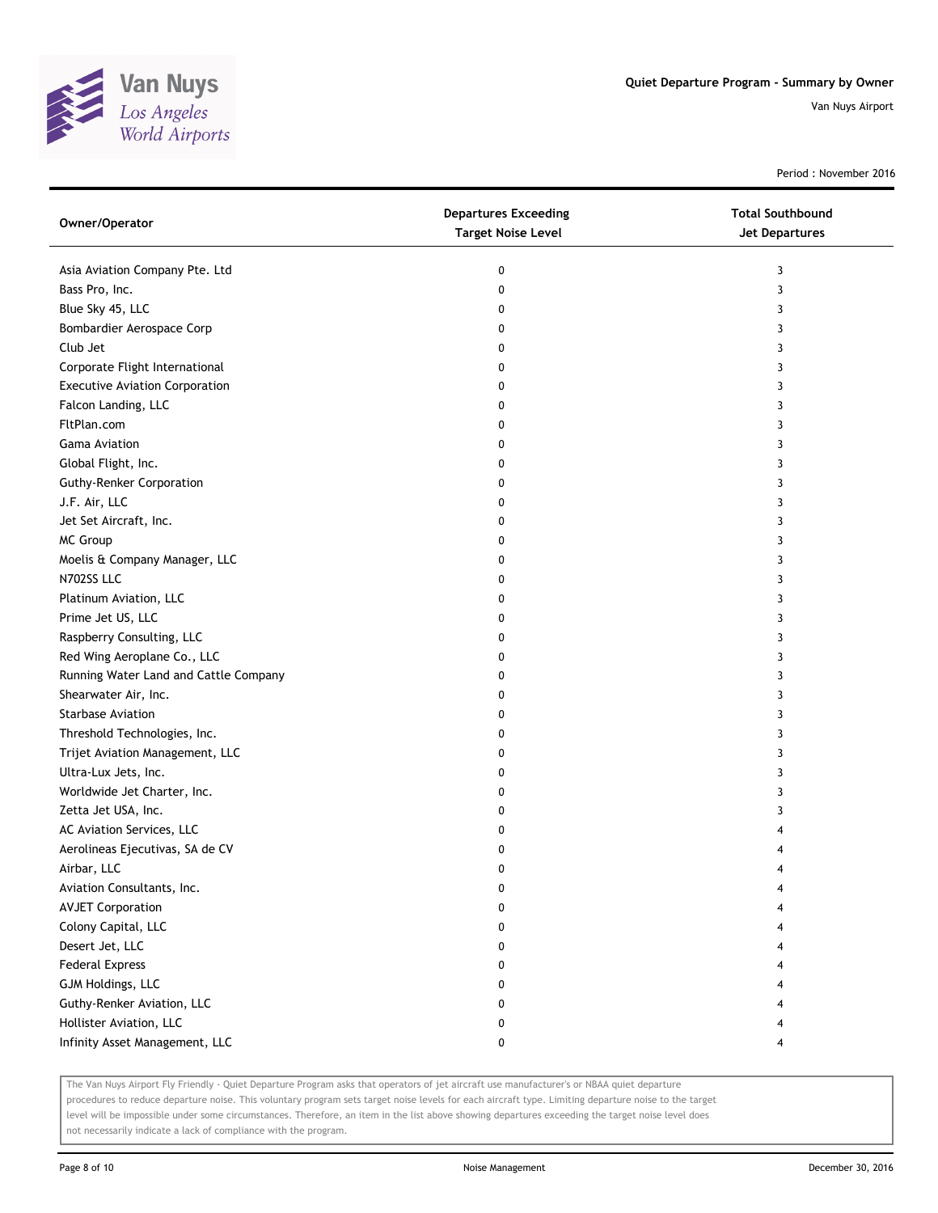# Quiet Departure Program - Summary by Owner

Van Nuys Airport

Period : November 2016

| Owner/Operator | Departures Exceeding Target Noise Level | Total Southbound Jet Departures |
|---|---|---|
| Asia Aviation Company Pte. Ltd | 0 | 3 |
| Bass Pro, Inc. | 0 | 3 |
| Blue Sky 45, LLC | 0 | 3 |
| Bombardier Aerospace Corp | 0 | 3 |
| Club Jet | 0 | 3 |
| Corporate Flight International | 0 | 3 |
| Executive Aviation Corporation | 0 | 3 |
| Falcon Landing, LLC | 0 | 3 |
| FltPlan.com | 0 | 3 |
| Gama Aviation | 0 | 3 |
| Global Flight, Inc. | 0 | 3 |
| Guthy-Renker Corporation | 0 | 3 |
| J.F. Air, LLC | 0 | 3 |
| Jet Set Aircraft, Inc. | 0 | 3 |
| MC Group | 0 | 3 |
| Moelis & Company Manager, LLC | 0 | 3 |
| N702SS LLC | 0 | 3 |
| Platinum Aviation, LLC | 0 | 3 |
| Prime Jet US, LLC | 0 | 3 |
| Raspberry Consulting, LLC | 0 | 3 |
| Red Wing Aeroplane Co., LLC | 0 | 3 |
| Running Water Land and Cattle Company | 0 | 3 |
| Shearwater Air, Inc. | 0 | 3 |
| Starbase Aviation | 0 | 3 |
| Threshold Technologies, Inc. | 0 | 3 |
| Trijet Aviation Management, LLC | 0 | 3 |
| Ultra-Lux Jets, Inc. | 0 | 3 |
| Worldwide Jet Charter, Inc. | 0 | 3 |
| Zetta Jet USA, Inc. | 0 | 3 |
| AC Aviation Services, LLC | 0 | 4 |
| Aerolineas Ejecutivas, SA de CV | 0 | 4 |
| Airbar, LLC | 0 | 4 |
| Aviation Consultants, Inc. | 0 | 4 |
| AVJET Corporation | 0 | 4 |
| Colony Capital, LLC | 0 | 4 |
| Desert Jet, LLC | 0 | 4 |
| Federal Express | 0 | 4 |
| GJM Holdings, LLC | 0 | 4 |
| Guthy-Renker Aviation, LLC | 0 | 4 |
| Hollister Aviation, LLC | 0 | 4 |
| Infinity Asset Management, LLC | 0 | 4 |

The Van Nuys Airport Fly Friendly - Quiet Departure Program asks that operators of jet aircraft use manufacturer's or NBAA quiet departure procedures to reduce departure noise. This voluntary program sets target noise levels for each aircraft type. Limiting departure noise to the target level will be impossible under some circumstances. Therefore, an item in the list above showing departures exceeding the target noise level does not necessarily indicate a lack of compliance with the program.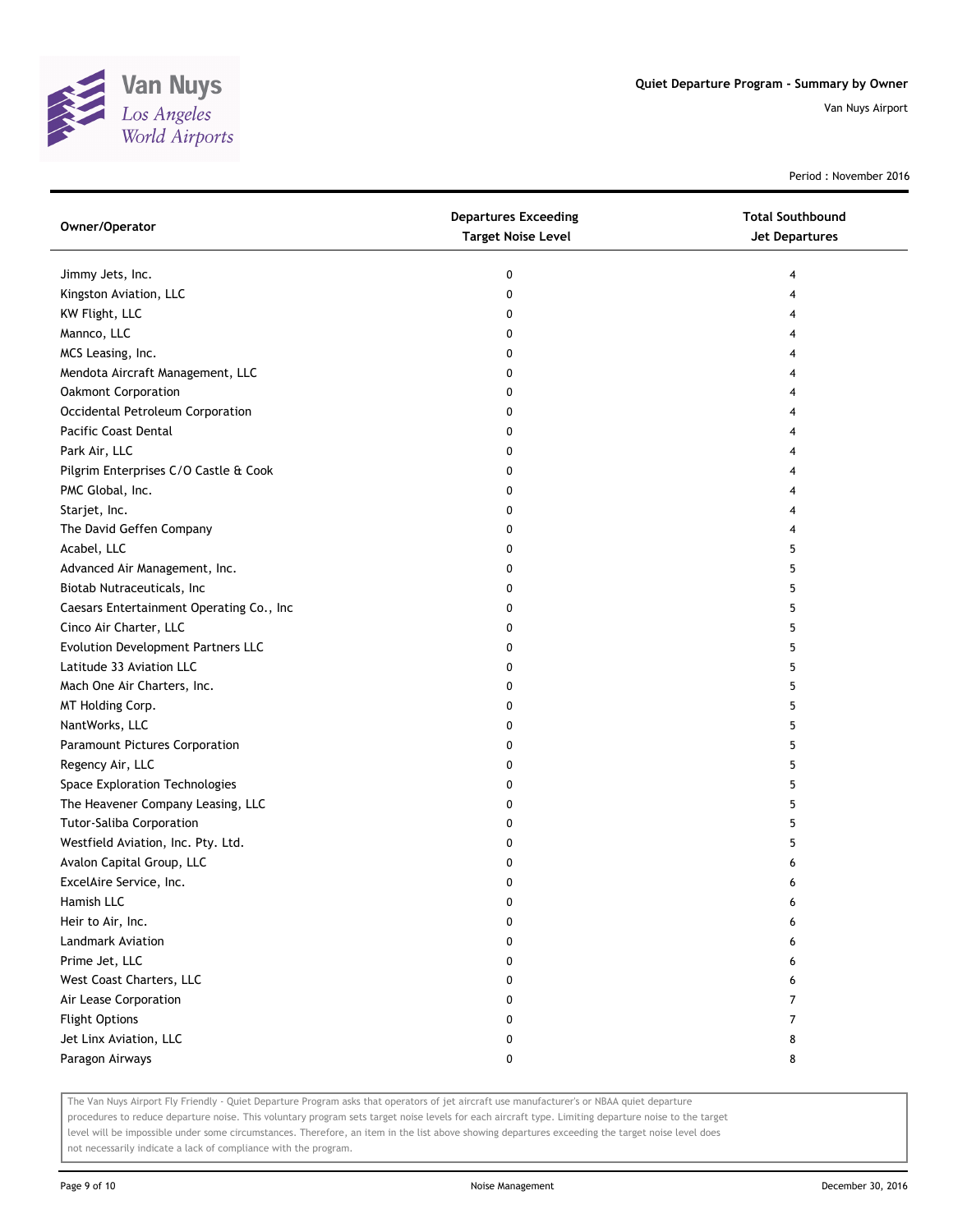# Quiet Departure Program - Summary by Owner

Van Nuys Airport

Period : November 2016

| Owner/Operator | Departures Exceeding Target Noise Level | Total Southbound Jet Departures |
|---|---|---|
| Jimmy Jets, Inc. | 0 | 4 |
| Kingston Aviation, LLC | 0 | 4 |
| KW Flight, LLC | 0 | 4 |
| Mannco, LLC | 0 | 4 |
| MCS Leasing, Inc. | 0 | 4 |
| Mendota Aircraft Management, LLC | 0 | 4 |
| Oakmont Corporation | 0 | 4 |
| Occidental Petroleum Corporation | 0 | 4 |
| Pacific Coast Dental | 0 | 4 |
| Park Air, LLC | 0 | 4 |
| Pilgrim Enterprises C/O Castle & Cook | 0 | 4 |
| PMC Global, Inc. | 0 | 4 |
| Starjet, Inc. | 0 | 4 |
| The David Geffen Company | 0 | 4 |
| Acabel, LLC | 0 | 5 |
| Advanced Air Management, Inc. | 0 | 5 |
| Biotab Nutraceuticals, Inc | 0 | 5 |
| Caesars Entertainment Operating Co., Inc | 0 | 5 |
| Cinco Air Charter, LLC | 0 | 5 |
| Evolution Development Partners LLC | 0 | 5 |
| Latitude 33 Aviation LLC | 0 | 5 |
| Mach One Air Charters, Inc. | 0 | 5 |
| MT Holding Corp. | 0 | 5 |
| NantWorks, LLC | 0 | 5 |
| Paramount Pictures Corporation | 0 | 5 |
| Regency Air, LLC | 0 | 5 |
| Space Exploration Technologies | 0 | 5 |
| The Heavener Company Leasing, LLC | 0 | 5 |
| Tutor-Saliba Corporation | 0 | 5 |
| Westfield Aviation, Inc. Pty. Ltd. | 0 | 5 |
| Avalon Capital Group, LLC | 0 | 6 |
| ExcelAire Service, Inc. | 0 | 6 |
| Hamish LLC | 0 | 6 |
| Heir to Air, Inc. | 0 | 6 |
| Landmark Aviation | 0 | 6 |
| Prime Jet, LLC | 0 | 6 |
| West Coast Charters, LLC | 0 | 6 |
| Air Lease Corporation | 0 | 7 |
| Flight Options | 0 | 7 |
| Jet Linx Aviation, LLC | 0 | 8 |
| Paragon Airways | 0 | 8 |

The Van Nuys Airport Fly Friendly - Quiet Departure Program asks that operators of jet aircraft use manufacturer's or NBAA quiet departure procedures to reduce departure noise. This voluntary program sets target noise levels for each aircraft type. Limiting departure noise to the target level will be impossible under some circumstances. Therefore, an item in the list above showing departures exceeding the target noise level does not necessarily indicate a lack of compliance with the program.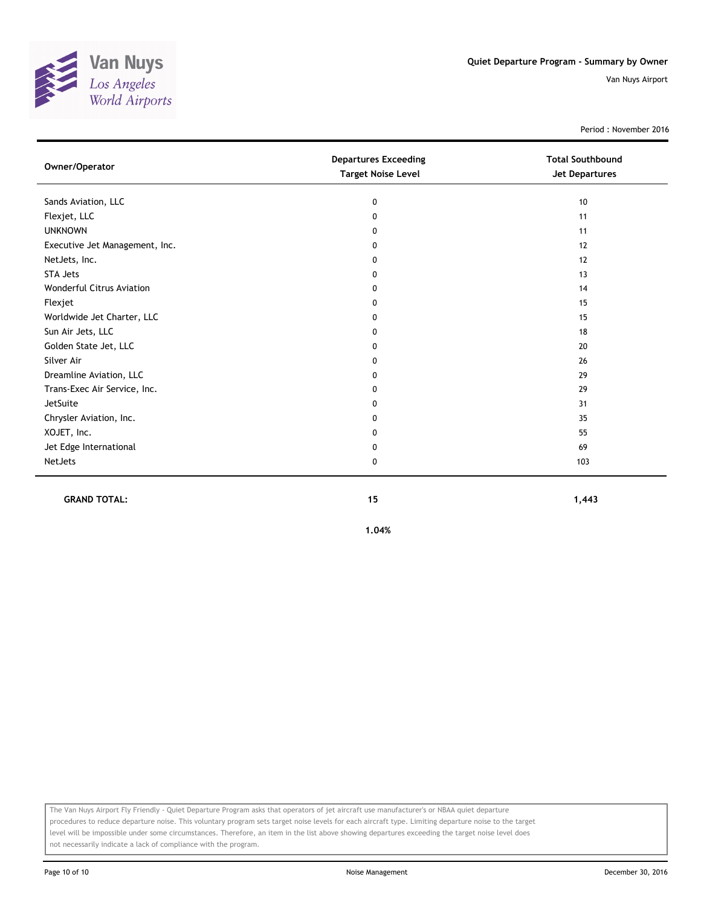# Quiet Departure Program - Summary by Owner

Van Nuys Airport

Period : November 2016

| Owner/Operator | Departures Exceeding Target Noise Level | Total Southbound Jet Departures |
|---|---|---|
| Sands Aviation, LLC | 0 | 10 |
| Flexjet, LLC | 0 | 11 |
| UNKNOWN | 0 | 11 |
| Executive Jet Management, Inc. | 0 | 12 |
| NetJets, Inc. | 0 | 12 |
| STA Jets | 0 | 13 |
| Wonderful Citrus Aviation | 0 | 14 |
| Flexjet | 0 | 15 |
| Worldwide Jet Charter, LLC | 0 | 15 |
| Sun Air Jets, LLC | 0 | 18 |
| Golden State Jet, LLC | 0 | 20 |
| Silver Air | 0 | 26 |
| Dreamline Aviation, LLC | 0 | 29 |
| Trans-Exec Air Service, Inc. | 0 | 29 |
| JetSuite | 0 | 31 |
| Chrysler Aviation, Inc. | 0 | 35 |
| XOJET, Inc. | 0 | 55 |
| Jet Edge International | 0 | 69 |
| NetJets | 0 | 103 |
| **GRAND TOTAL:** | **15** | **1,443** |
| | **1.04%** | |

The Van Nuys Airport Fly Friendly - Quiet Departure Program asks that operators of jet aircraft use manufacturer's or NBAA quiet departure procedures to reduce departure noise. This voluntary program sets target noise levels for each aircraft type. Limiting departure noise to the target level will be impossible under some circumstances. Therefore, an item in the list above showing departures exceeding the target noise level does not necessarily indicate a lack of compliance with the program.